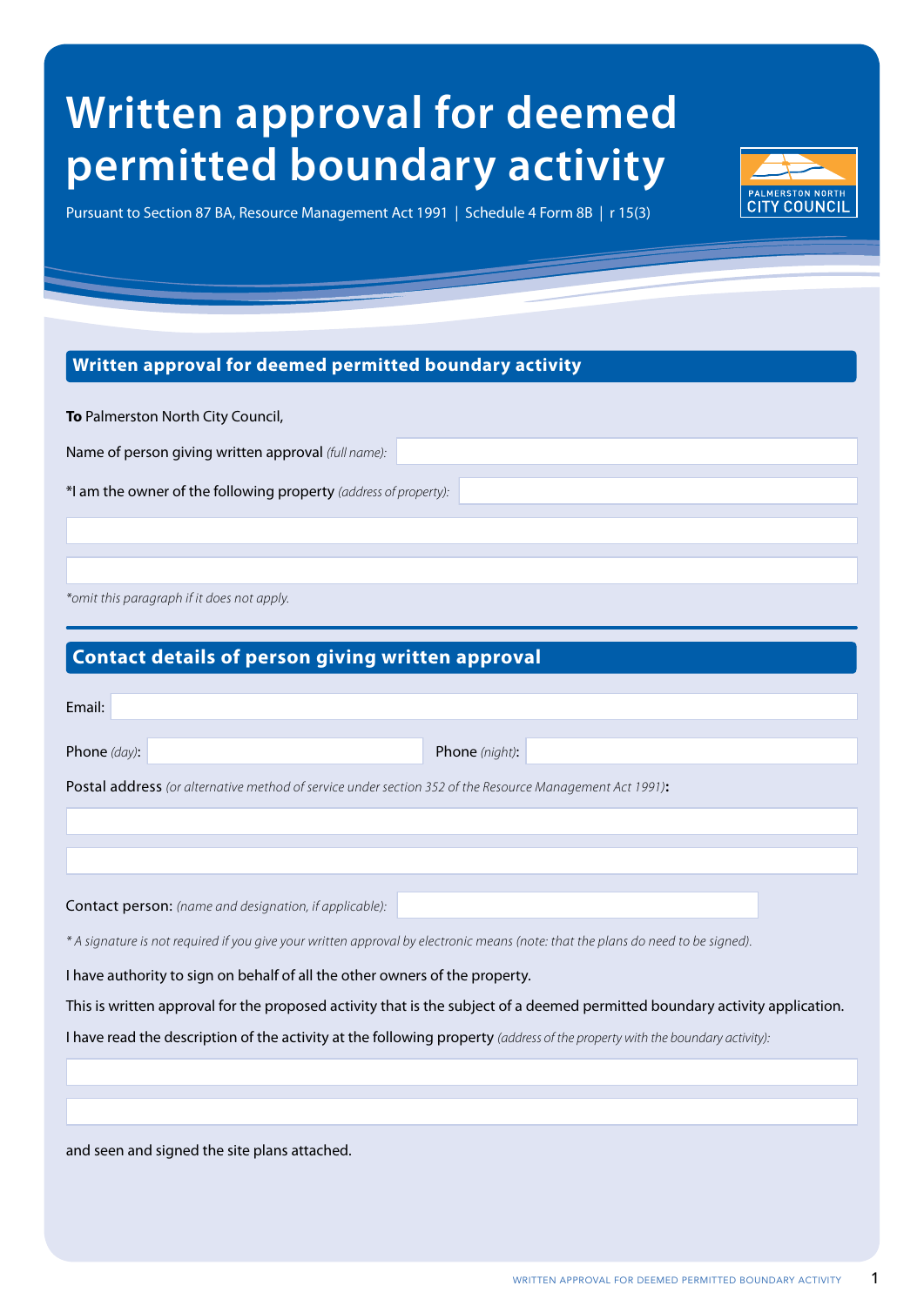# Written approval for deemed permitted boundary activity

Pursuant to Section 87 BA, Resource Management Act 1991 | Schedule 4 Form 8B | r 15(3)

PALMERSTON NORTH CITY COUNCIL

## Written approval for deemed permitted boundary activity

**To** Palmerston North City Council,

Name of person giving written approval *(full name)*:

*I am the owner of the following property *(address of property)*:

*\*omit this paragraph if it does not apply.*

## Contact details of person giving written approval

Email:

Phone *(day)*: Phone *(night)*:

Postal address *(or alternative method of service under section 352 of the Resource Management Act 1991)*:

Contact person: *(name and designation, if applicable)*:

*\* A signature is not required if you give your written approval by electronic means (note: that the plans do need to be signed).*

I have authority to sign on behalf of all the other owners of the property.

This is written approval for the proposed activity that is the subject of a deemed permitted boundary activity application.

I have read the description of the activity at the following property *(address of the property with the boundary activity)*:

and seen and signed the site plans attached.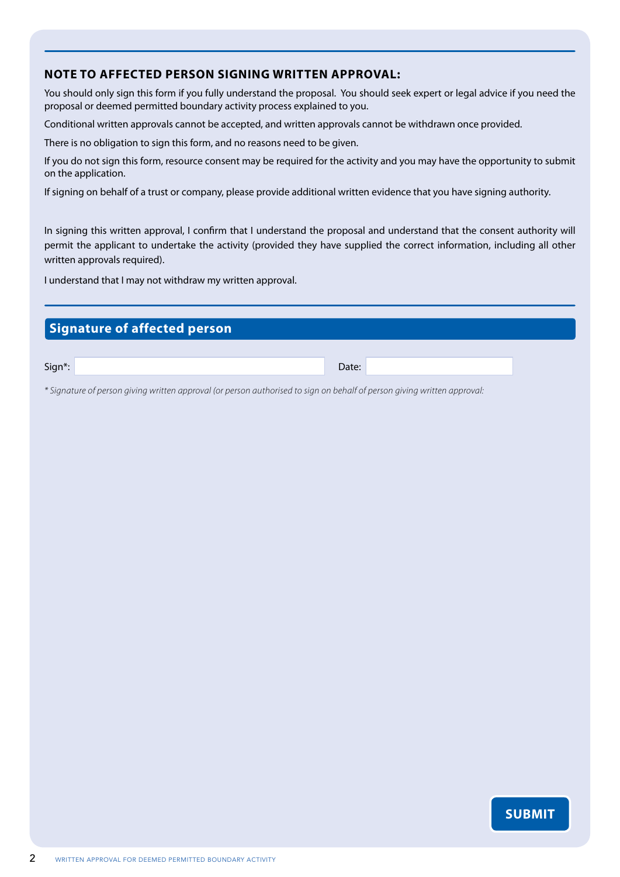## NOTE TO AFFECTED PERSON SIGNING WRITTEN APPROVAL:

You should only sign this form if you fully understand the proposal. You should seek expert or legal advice if you need the proposal or deemed permitted boundary activity process explained to you.

Conditional written approvals cannot be accepted, and written approvals cannot be withdrawn once provided.

There is no obligation to sign this form, and no reasons need to be given.

If you do not sign this form, resource consent may be required for the activity and you may have the opportunity to submit on the application.

If signing on behalf of a trust or company, please provide additional written evidence that you have signing authority.

In signing this written approval, I confirm that I understand the proposal and understand that the consent authority will permit the applicant to undertake the activity (provided they have supplied the correct information, including all other written approvals required).

I understand that I may not withdraw my written approval.

## Signature of affected person

Sign*: 

Date: 

*\* Signature of person giving written approval (or person authorised to sign on behalf of person giving written approval:*

SUBMIT